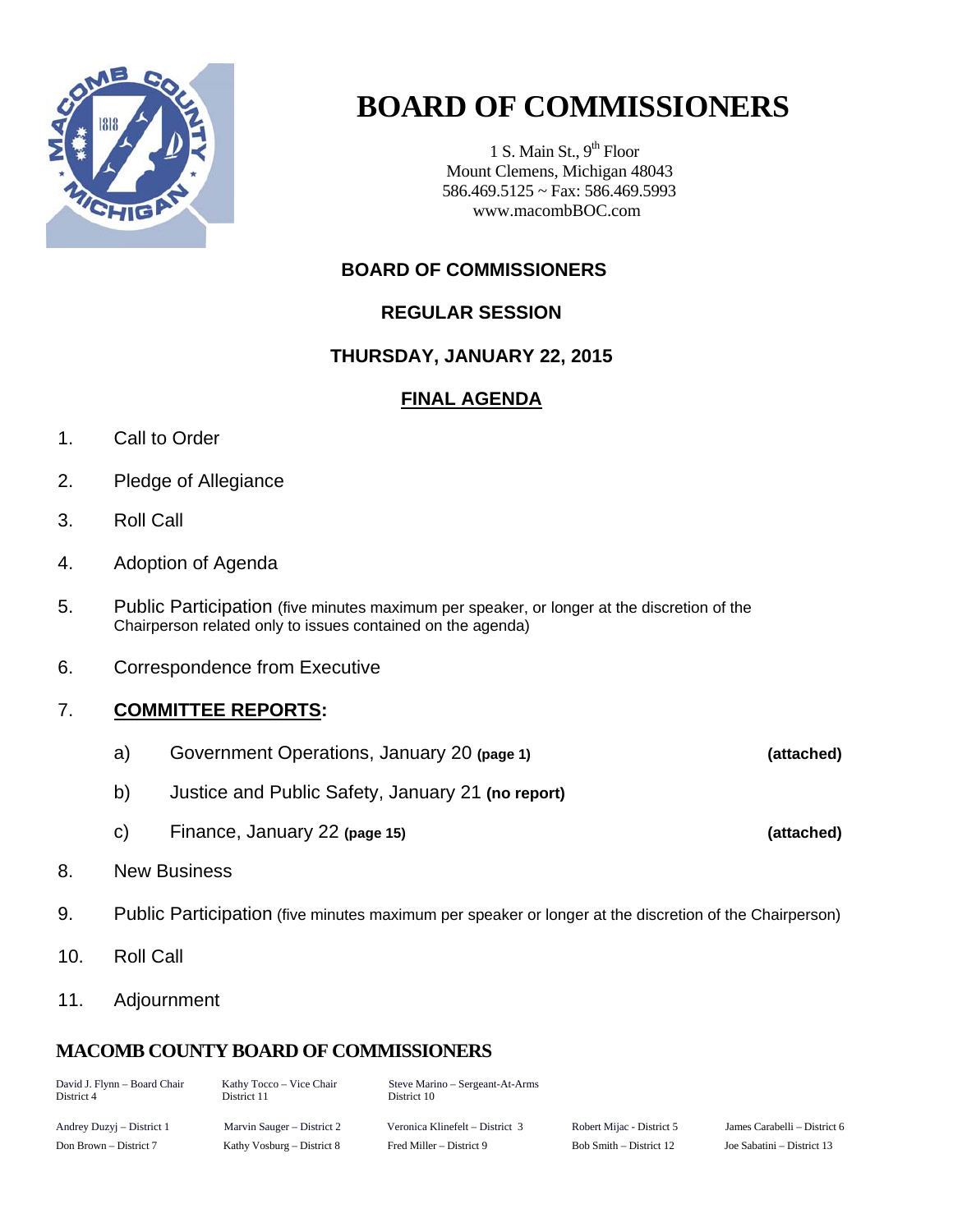# BOARD OF COMMISSIONERS

1 S. Main St., 9th Floor
Mount Clemens, Michigan 48043
586.469.5125 ~ Fax: 586.469.5993
www.macombBOC.com

## BOARD OF COMMISSIONERS

## REGULAR SESSION

## THURSDAY, JANUARY 22, 2015

## FINAL AGENDA

1. Call to Order
2. Pledge of Allegiance
3. Roll Call
4. Adoption of Agenda
5. Public Participation (five minutes maximum per speaker, or longer at the discretion of the Chairperson related only to issues contained on the agenda)
6. Correspondence from Executive
7. **COMMITTEE REPORTS:**
   - a) Government Operations, January 20 **(page 1)** **(attached)**
   - b) Justice and Public Safety, January 21 **(no report)**
   - c) Finance, January 22 **(page 15)** **(attached)**
8. New Business
9. Public Participation (five minutes maximum per speaker or longer at the discretion of the Chairperson)
10. Roll Call
11. Adjournment

## MACOMB COUNTY BOARD OF COMMISSIONERS

| | | | | |
|---|---|---|---|---|
| David J. Flynn – Board Chair<br>District 4 | Kathy Tocco – Vice Chair<br>District 11 | Steve Marino – Sergeant-At-Arms<br>District 10 | | |
| Andrey Duzyj – District 1 | Marvin Sauger – District 2 | Veronica Klinefelt – District 3 | Robert Mijac - District 5 | James Carabelli – District 6 |
| Don Brown – District 7 | Kathy Vosburg – District 8 | Fred Miller – District 9 | Bob Smith – District 12 | Joe Sabatini – District 13 |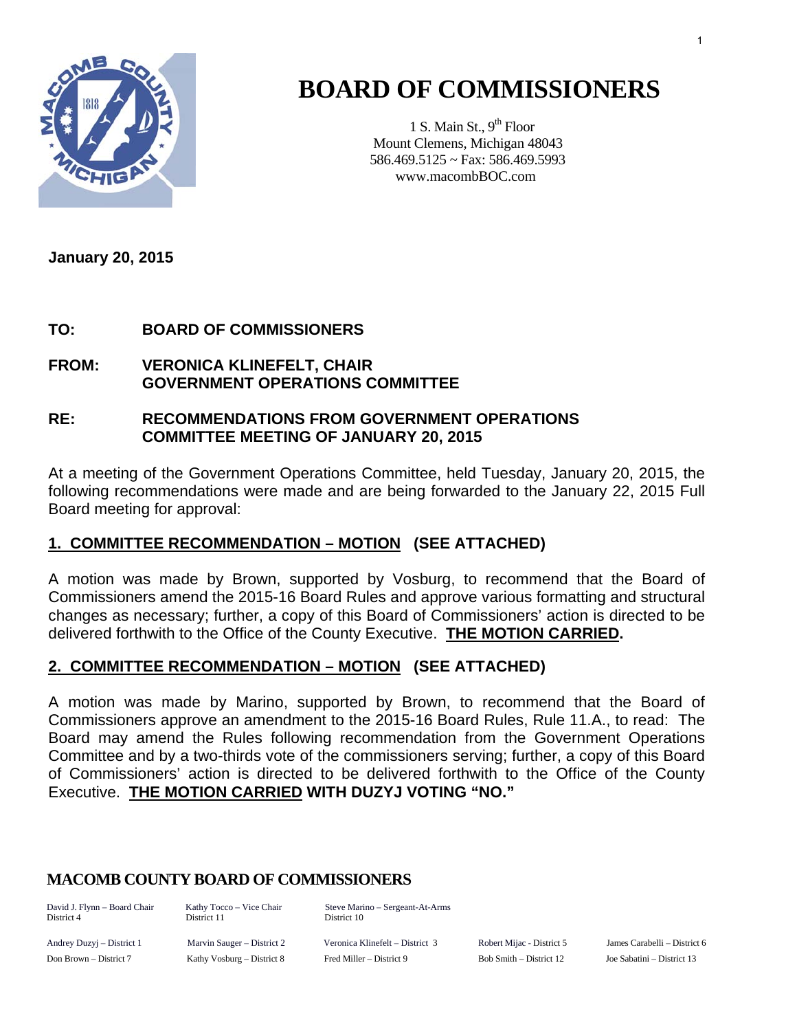# BOARD OF COMMISSIONERS

1 S. Main St., 9th Floor
Mount Clemens, Michigan 48043
586.469.5125 ~ Fax: 586.469.5993
www.macombBOC.com

**January 20, 2015**

**TO: BOARD OF COMMISSIONERS**

**FROM: VERONICA KLINEFELT, CHAIR**
**GOVERNMENT OPERATIONS COMMITTEE**

**RE: RECOMMENDATIONS FROM GOVERNMENT OPERATIONS COMMITTEE MEETING OF JANUARY 20, 2015**

At a meeting of the Government Operations Committee, held Tuesday, January 20, 2015, the following recommendations were made and are being forwarded to the January 22, 2015 Full Board meeting for approval:

**1. COMMITTEE RECOMMENDATION – MOTION (SEE ATTACHED)**

A motion was made by Brown, supported by Vosburg, to recommend that the Board of Commissioners amend the 2015-16 Board Rules and approve various formatting and structural changes as necessary; further, a copy of this Board of Commissioners' action is directed to be delivered forthwith to the Office of the County Executive. **THE MOTION CARRIED.**

**2. COMMITTEE RECOMMENDATION – MOTION (SEE ATTACHED)**

A motion was made by Marino, supported by Brown, to recommend that the Board of Commissioners approve an amendment to the 2015-16 Board Rules, Rule 11.A., to read: The Board may amend the Rules following recommendation from the Government Operations Committee and by a two-thirds vote of the commissioners serving; further, a copy of this Board of Commissioners' action is directed to be delivered forthwith to the Office of the County Executive. **THE MOTION CARRIED WITH DUZYJ VOTING "NO."**

**MACOMB COUNTY BOARD OF COMMISSIONERS**

| | | | | |
|---|---|---|---|---|
| David J. Flynn – Board Chair<br>District 4 | Kathy Tocco – Vice Chair<br>District 11 | Steve Marino – Sergeant-At-Arms<br>District 10 | | |
| Andrey Duzyj – District 1 | Marvin Sauger – District 2 | Veronica Klinefelt – District 3 | Robert Mijac - District 5 | James Carabelli – District 6 |
| Don Brown – District 7 | Kathy Vosburg – District 8 | Fred Miller – District 9 | Bob Smith – District 12 | Joe Sabatini – District 13 |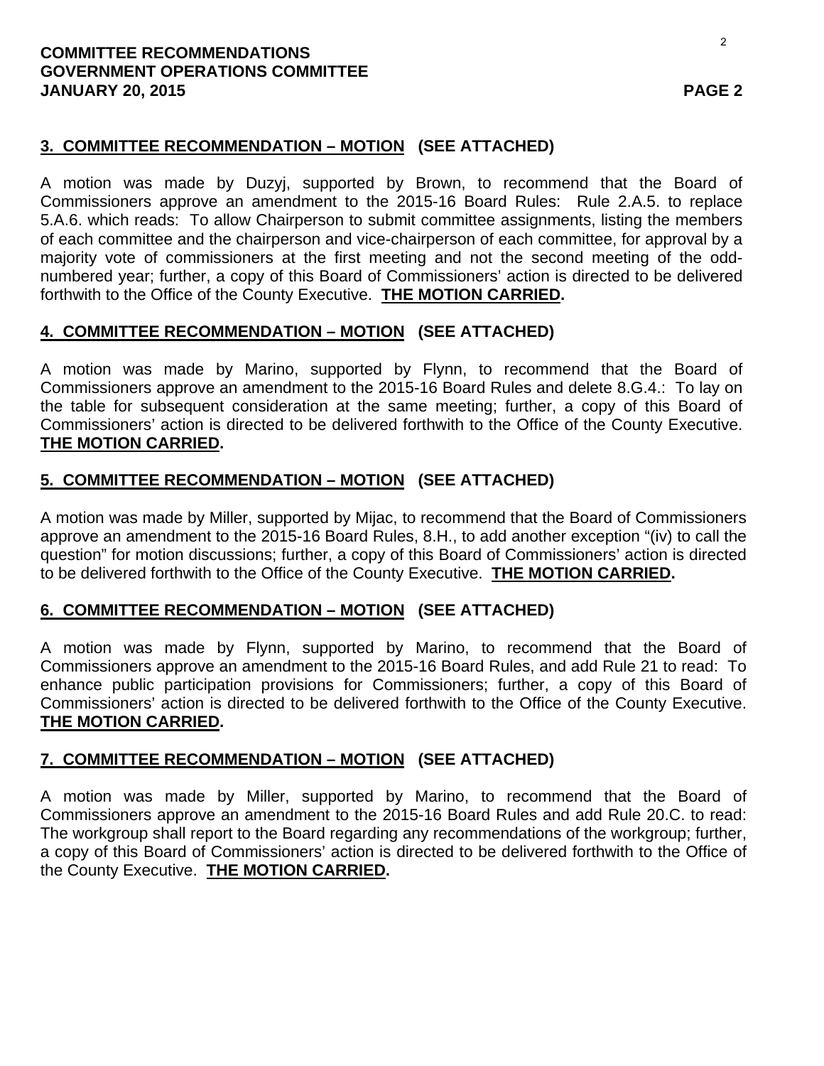**COMMITTEE RECOMMENDATIONS**
**GOVERNMENT OPERATIONS COMMITTEE**
**JANUARY 20, 2015**

## 3. COMMITTEE RECOMMENDATION – MOTION (SEE ATTACHED)

A motion was made by Duzyj, supported by Brown, to recommend that the Board of Commissioners approve an amendment to the 2015-16 Board Rules: Rule 2.A.5. to replace 5.A.6. which reads: To allow Chairperson to submit committee assignments, listing the members of each committee and the chairperson and vice-chairperson of each committee, for approval by a majority vote of commissioners at the first meeting and not the second meeting of the odd-numbered year; further, a copy of this Board of Commissioners' action is directed to be delivered forthwith to the Office of the County Executive. **THE MOTION CARRIED.**

## 4. COMMITTEE RECOMMENDATION – MOTION (SEE ATTACHED)

A motion was made by Marino, supported by Flynn, to recommend that the Board of Commissioners approve an amendment to the 2015-16 Board Rules and delete 8.G.4.: To lay on the table for subsequent consideration at the same meeting; further, a copy of this Board of Commissioners' action is directed to be delivered forthwith to the Office of the County Executive. **THE MOTION CARRIED.**

## 5. COMMITTEE RECOMMENDATION – MOTION (SEE ATTACHED)

A motion was made by Miller, supported by Mijac, to recommend that the Board of Commissioners approve an amendment to the 2015-16 Board Rules, 8.H., to add another exception "(iv) to call the question" for motion discussions; further, a copy of this Board of Commissioners' action is directed to be delivered forthwith to the Office of the County Executive. **THE MOTION CARRIED.**

## 6. COMMITTEE RECOMMENDATION – MOTION (SEE ATTACHED)

A motion was made by Flynn, supported by Marino, to recommend that the Board of Commissioners approve an amendment to the 2015-16 Board Rules, and add Rule 21 to read: To enhance public participation provisions for Commissioners; further, a copy of this Board of Commissioners' action is directed to be delivered forthwith to the Office of the County Executive. **THE MOTION CARRIED.**

## 7. COMMITTEE RECOMMENDATION – MOTION (SEE ATTACHED)

A motion was made by Miller, supported by Marino, to recommend that the Board of Commissioners approve an amendment to the 2015-16 Board Rules and add Rule 20.C. to read: The workgroup shall report to the Board regarding any recommendations of the workgroup; further, a copy of this Board of Commissioners' action is directed to be delivered forthwith to the Office of the County Executive. **THE MOTION CARRIED.**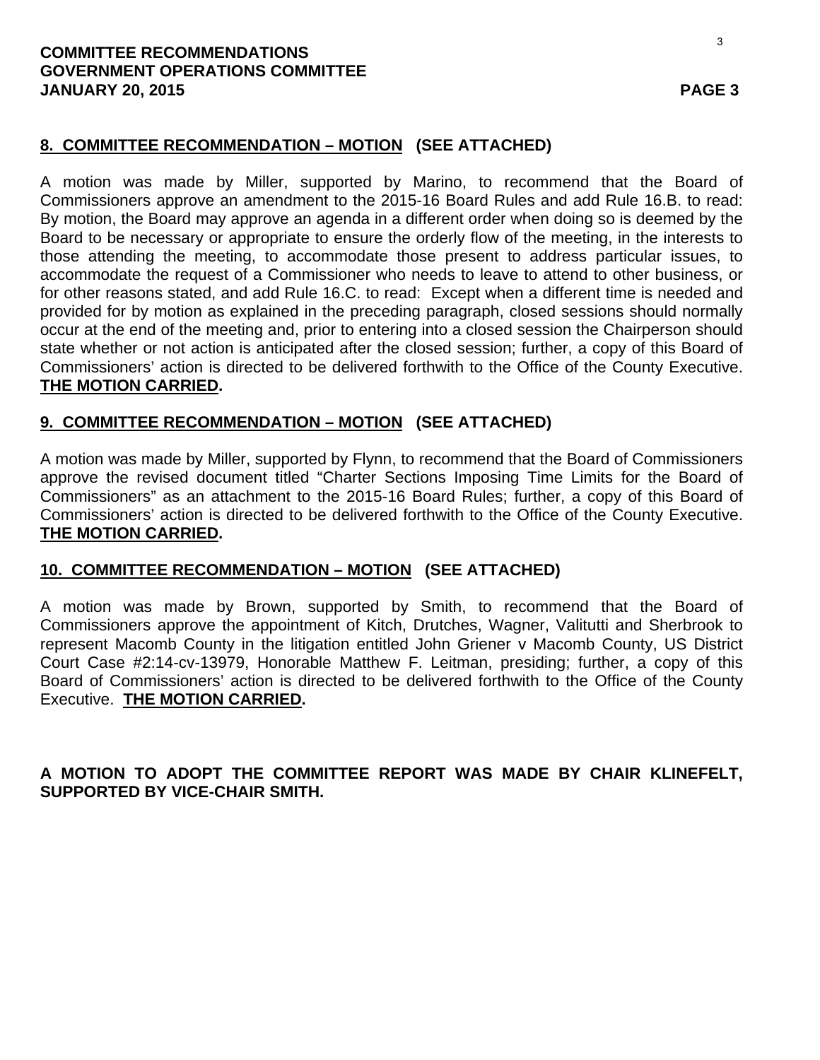**8. COMMITTEE RECOMMENDATION – MOTION (SEE ATTACHED)**

A motion was made by Miller, supported by Marino, to recommend that the Board of Commissioners approve an amendment to the 2015-16 Board Rules and add Rule 16.B. to read: By motion, the Board may approve an agenda in a different order when doing so is deemed by the Board to be necessary or appropriate to ensure the orderly flow of the meeting, in the interests to those attending the meeting, to accommodate those present to address particular issues, to accommodate the request of a Commissioner who needs to leave to attend to other business, or for other reasons stated, and add Rule 16.C. to read: Except when a different time is needed and provided for by motion as explained in the preceding paragraph, closed sessions should normally occur at the end of the meeting and, prior to entering into a closed session the Chairperson should state whether or not action is anticipated after the closed session; further, a copy of this Board of Commissioners' action is directed to be delivered forthwith to the Office of the County Executive. **THE MOTION CARRIED.**

**9. COMMITTEE RECOMMENDATION – MOTION (SEE ATTACHED)**

A motion was made by Miller, supported by Flynn, to recommend that the Board of Commissioners approve the revised document titled "Charter Sections Imposing Time Limits for the Board of Commissioners" as an attachment to the 2015-16 Board Rules; further, a copy of this Board of Commissioners' action is directed to be delivered forthwith to the Office of the County Executive. **THE MOTION CARRIED.**

**10. COMMITTEE RECOMMENDATION – MOTION (SEE ATTACHED)**

A motion was made by Brown, supported by Smith, to recommend that the Board of Commissioners approve the appointment of Kitch, Drutches, Wagner, Valitutti and Sherbrook to represent Macomb County in the litigation entitled John Griener v Macomb County, US District Court Case #2:14-cv-13979, Honorable Matthew F. Leitman, presiding; further, a copy of this Board of Commissioners' action is directed to be delivered forthwith to the Office of the County Executive. **THE MOTION CARRIED.**

**A MOTION TO ADOPT THE COMMITTEE REPORT WAS MADE BY CHAIR KLINEFELT, SUPPORTED BY VICE-CHAIR SMITH.**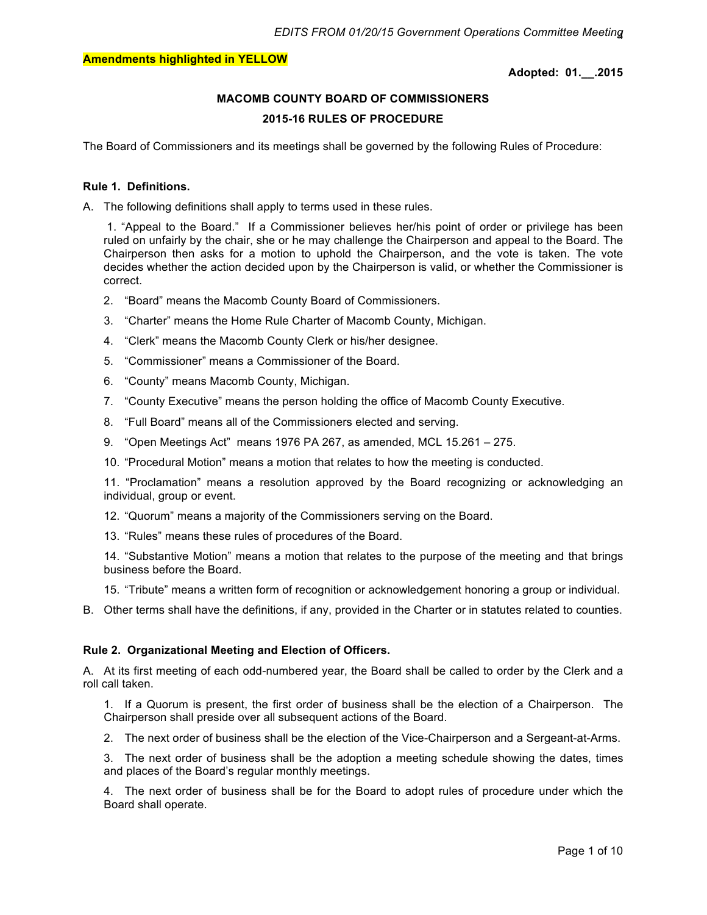**Amendments highlighted in YELLOW**

**Adopted: 01.__.2015**

**MACOMB COUNTY BOARD OF COMMISSIONERS**

**2015-16 RULES OF PROCEDURE**

The Board of Commissioners and its meetings shall be governed by the following Rules of Procedure:

**Rule 1. Definitions.**

A. The following definitions shall apply to terms used in these rules.

1. "Appeal to the Board." If a Commissioner believes her/his point of order or privilege has been ruled on unfairly by the chair, she or he may challenge the Chairperson and appeal to the Board. The Chairperson then asks for a motion to uphold the Chairperson, and the vote is taken. The vote decides whether the action decided upon by the Chairperson is valid, or whether the Commissioner is correct.

2. "Board" means the Macomb County Board of Commissioners.

3. "Charter" means the Home Rule Charter of Macomb County, Michigan.

4. "Clerk" means the Macomb County Clerk or his/her designee.

5. "Commissioner" means a Commissioner of the Board.

6. "County" means Macomb County, Michigan.

7. "County Executive" means the person holding the office of Macomb County Executive.

8. "Full Board" means all of the Commissioners elected and serving.

9. "Open Meetings Act" means 1976 PA 267, as amended, MCL 15.261 – 275.

10. "Procedural Motion" means a motion that relates to how the meeting is conducted.

11. "Proclamation" means a resolution approved by the Board recognizing or acknowledging an individual, group or event.

12. "Quorum" means a majority of the Commissioners serving on the Board.

13. "Rules" means these rules of procedures of the Board.

14. "Substantive Motion" means a motion that relates to the purpose of the meeting and that brings business before the Board.

15. "Tribute" means a written form of recognition or acknowledgement honoring a group or individual.

B. Other terms shall have the definitions, if any, provided in the Charter or in statutes related to counties.

**Rule 2. Organizational Meeting and Election of Officers.**

A. At its first meeting of each odd-numbered year, the Board shall be called to order by the Clerk and a roll call taken.

1. If a Quorum is present, the first order of business shall be the election of a Chairperson. The Chairperson shall preside over all subsequent actions of the Board.

2. The next order of business shall be the election of the Vice-Chairperson and a Sergeant-at-Arms.

3. The next order of business shall be the adoption a meeting schedule showing the dates, times and places of the Board's regular monthly meetings.

4. The next order of business shall be for the Board to adopt rules of procedure under which the Board shall operate.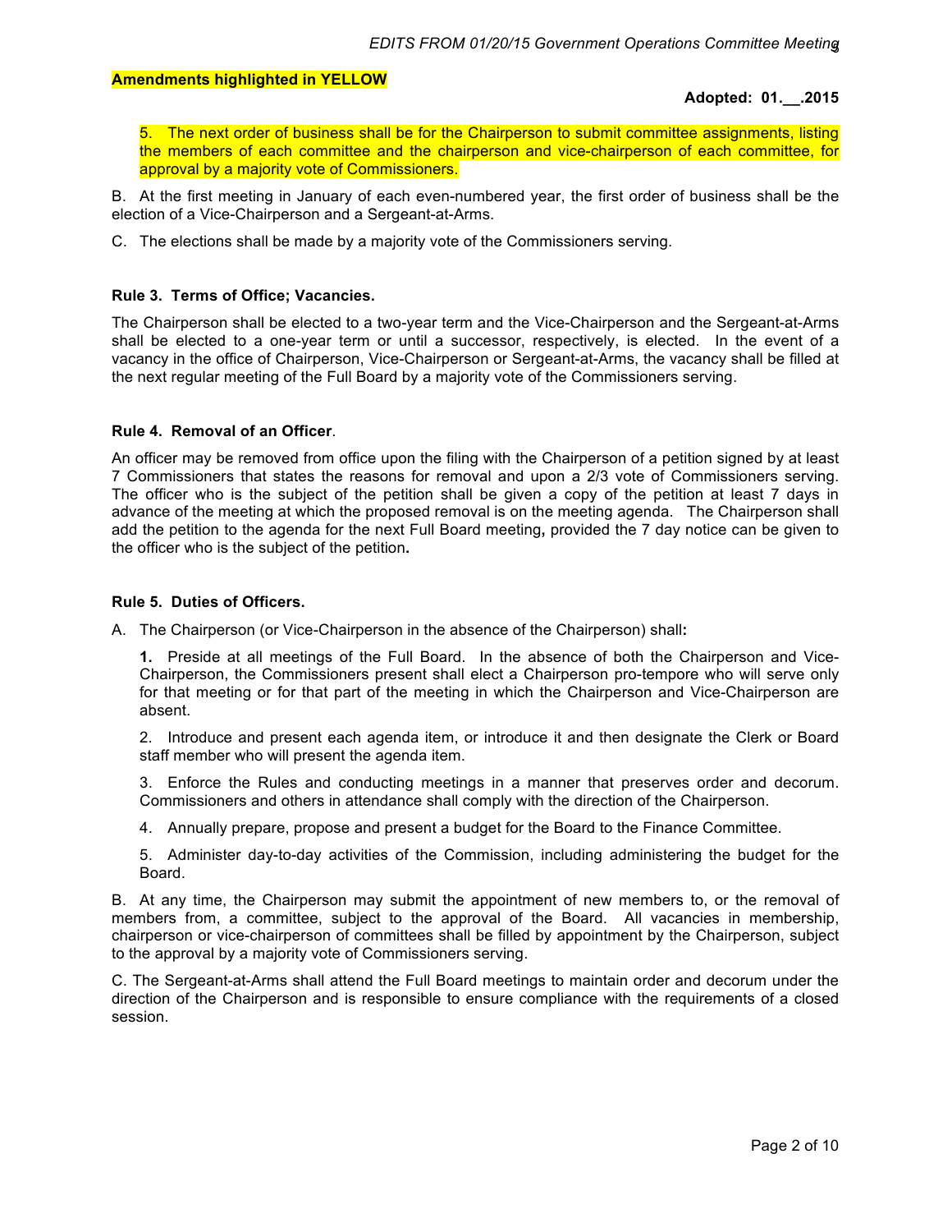**Amendments highlighted in YELLOW**

**Adopted: 01.__.2015**

5. The next order of business shall be for the Chairperson to submit committee assignments, listing the members of each committee and the chairperson and vice-chairperson of each committee, for approval by a majority vote of Commissioners.

B. At the first meeting in January of each even-numbered year, the first order of business shall be the election of a Vice-Chairperson and a Sergeant-at-Arms.

C. The elections shall be made by a majority vote of the Commissioners serving.

**Rule 3. Terms of Office; Vacancies.**

The Chairperson shall be elected to a two-year term and the Vice-Chairperson and the Sergeant-at-Arms shall be elected to a one-year term or until a successor, respectively, is elected. In the event of a vacancy in the office of Chairperson, Vice-Chairperson or Sergeant-at-Arms, the vacancy shall be filled at the next regular meeting of the Full Board by a majority vote of the Commissioners serving.

**Rule 4. Removal of an Officer**.

An officer may be removed from office upon the filing with the Chairperson of a petition signed by at least 7 Commissioners that states the reasons for removal and upon a 2/3 vote of Commissioners serving. The officer who is the subject of the petition shall be given a copy of the petition at least 7 days in advance of the meeting at which the proposed removal is on the meeting agenda. The Chairperson shall add the petition to the agenda for the next Full Board meeting**,** provided the 7 day notice can be given to the officer who is the subject of the petition**.**

**Rule 5. Duties of Officers.**

A. The Chairperson (or Vice-Chairperson in the absence of the Chairperson) shall**:**

**1.** Preside at all meetings of the Full Board. In the absence of both the Chairperson and Vice-Chairperson, the Commissioners present shall elect a Chairperson pro-tempore who will serve only for that meeting or for that part of the meeting in which the Chairperson and Vice-Chairperson are absent.

2. Introduce and present each agenda item, or introduce it and then designate the Clerk or Board staff member who will present the agenda item.

3. Enforce the Rules and conducting meetings in a manner that preserves order and decorum. Commissioners and others in attendance shall comply with the direction of the Chairperson.

4. Annually prepare, propose and present a budget for the Board to the Finance Committee.

5. Administer day-to-day activities of the Commission, including administering the budget for the Board.

B. At any time, the Chairperson may submit the appointment of new members to, or the removal of members from, a committee, subject to the approval of the Board. All vacancies in membership, chairperson or vice-chairperson of committees shall be filled by appointment by the Chairperson, subject to the approval by a majority vote of Commissioners serving.

C. The Sergeant-at-Arms shall attend the Full Board meetings to maintain order and decorum under the direction of the Chairperson and is responsible to ensure compliance with the requirements of a closed session.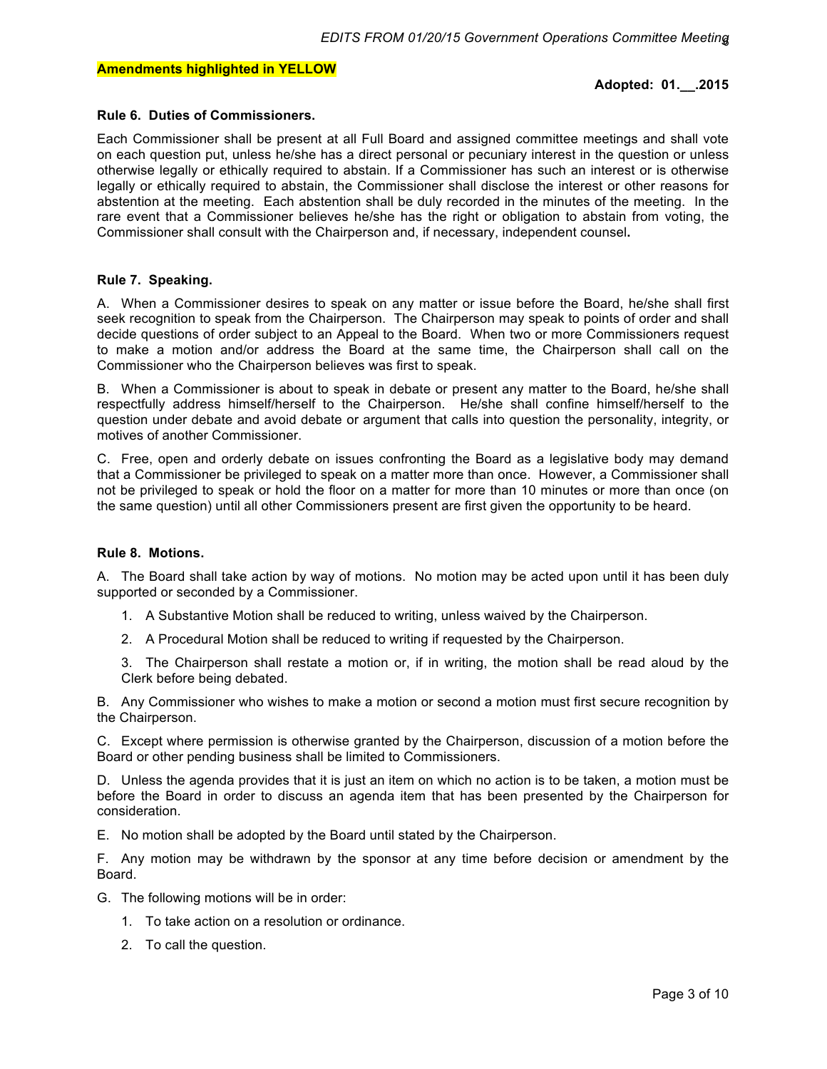**Amendments highlighted in YELLOW**

**Adopted: 01.__.2015**

**Rule 6. Duties of Commissioners.**

Each Commissioner shall be present at all Full Board and assigned committee meetings and shall vote on each question put, unless he/she has a direct personal or pecuniary interest in the question or unless otherwise legally or ethically required to abstain. If a Commissioner has such an interest or is otherwise legally or ethically required to abstain, the Commissioner shall disclose the interest or other reasons for abstention at the meeting. Each abstention shall be duly recorded in the minutes of the meeting. In the rare event that a Commissioner believes he/she has the right or obligation to abstain from voting, the Commissioner shall consult with the Chairperson and, if necessary, independent counsel**.**

**Rule 7. Speaking.**

A. When a Commissioner desires to speak on any matter or issue before the Board, he/she shall first seek recognition to speak from the Chairperson. The Chairperson may speak to points of order and shall decide questions of order subject to an Appeal to the Board. When two or more Commissioners request to make a motion and/or address the Board at the same time, the Chairperson shall call on the Commissioner who the Chairperson believes was first to speak.

B. When a Commissioner is about to speak in debate or present any matter to the Board, he/she shall respectfully address himself/herself to the Chairperson. He/she shall confine himself/herself to the question under debate and avoid debate or argument that calls into question the personality, integrity, or motives of another Commissioner.

C. Free, open and orderly debate on issues confronting the Board as a legislative body may demand that a Commissioner be privileged to speak on a matter more than once. However, a Commissioner shall not be privileged to speak or hold the floor on a matter for more than 10 minutes or more than once (on the same question) until all other Commissioners present are first given the opportunity to be heard.

**Rule 8. Motions.**

A. The Board shall take action by way of motions. No motion may be acted upon until it has been duly supported or seconded by a Commissioner.

1. A Substantive Motion shall be reduced to writing, unless waived by the Chairperson.
2. A Procedural Motion shall be reduced to writing if requested by the Chairperson.
3. The Chairperson shall restate a motion or, if in writing, the motion shall be read aloud by the Clerk before being debated.

B. Any Commissioner who wishes to make a motion or second a motion must first secure recognition by the Chairperson.

C. Except where permission is otherwise granted by the Chairperson, discussion of a motion before the Board or other pending business shall be limited to Commissioners.

D. Unless the agenda provides that it is just an item on which no action is to be taken, a motion must be before the Board in order to discuss an agenda item that has been presented by the Chairperson for consideration.

E. No motion shall be adopted by the Board until stated by the Chairperson.

F. Any motion may be withdrawn by the sponsor at any time before decision or amendment by the Board.

G. The following motions will be in order:

1. To take action on a resolution or ordinance.
2. To call the question.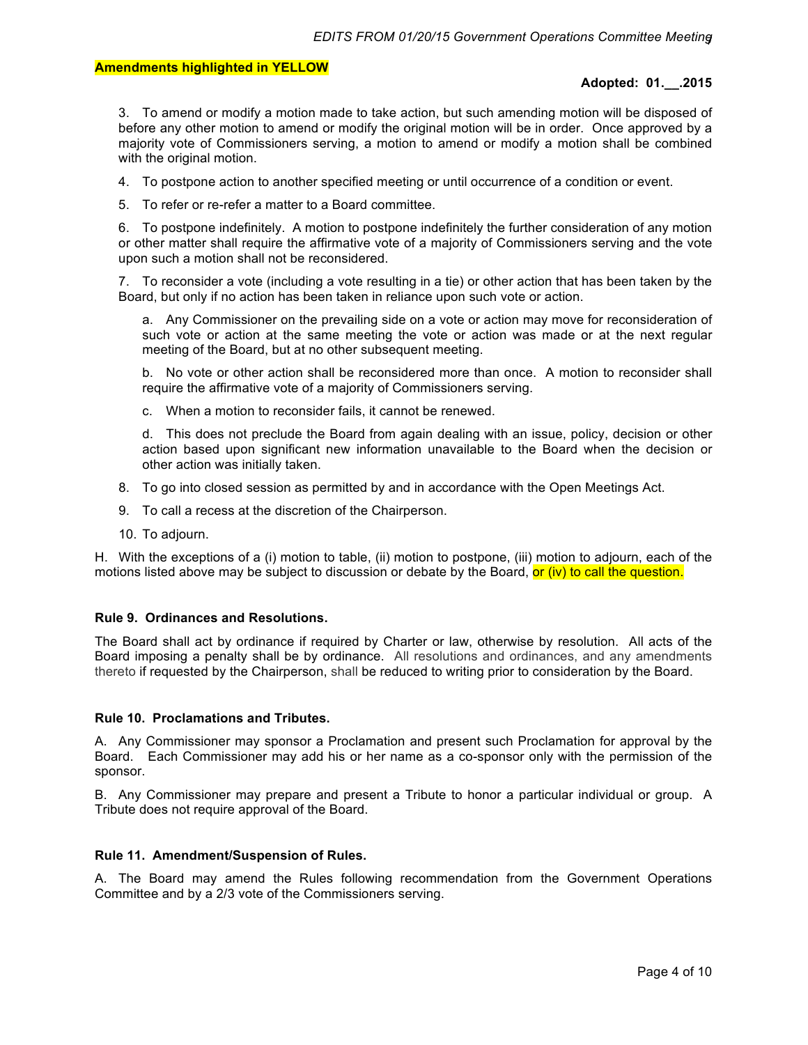**Amendments highlighted in YELLOW**

**Adopted: 01.__.2015**

3. To amend or modify a motion made to take action, but such amending motion will be disposed of before any other motion to amend or modify the original motion will be in order. Once approved by a majority vote of Commissioners serving, a motion to amend or modify a motion shall be combined with the original motion.

4. To postpone action to another specified meeting or until occurrence of a condition or event.

5. To refer or re-refer a matter to a Board committee.

6. To postpone indefinitely. A motion to postpone indefinitely the further consideration of any motion or other matter shall require the affirmative vote of a majority of Commissioners serving and the vote upon such a motion shall not be reconsidered.

7. To reconsider a vote (including a vote resulting in a tie) or other action that has been taken by the Board, but only if no action has been taken in reliance upon such vote or action.

   a. Any Commissioner on the prevailing side on a vote or action may move for reconsideration of such vote or action at the same meeting the vote or action was made or at the next regular meeting of the Board, but at no other subsequent meeting.

   b. No vote or other action shall be reconsidered more than once. A motion to reconsider shall require the affirmative vote of a majority of Commissioners serving.

   c. When a motion to reconsider fails, it cannot be renewed.

   d. This does not preclude the Board from again dealing with an issue, policy, decision or other action based upon significant new information unavailable to the Board when the decision or other action was initially taken.

8. To go into closed session as permitted by and in accordance with the Open Meetings Act.

9. To call a recess at the discretion of the Chairperson.

10. To adjourn.

H. With the exceptions of a (i) motion to table, (ii) motion to postpone, (iii) motion to adjourn, each of the motions listed above may be subject to discussion or debate by the Board, or (iv) to call the question.

**Rule 9. Ordinances and Resolutions.**

The Board shall act by ordinance if required by Charter or law, otherwise by resolution. All acts of the Board imposing a penalty shall be by ordinance. All resolutions and ordinances, and any amendments thereto if requested by the Chairperson, shall be reduced to writing prior to consideration by the Board.

**Rule 10. Proclamations and Tributes.**

A. Any Commissioner may sponsor a Proclamation and present such Proclamation for approval by the Board. Each Commissioner may add his or her name as a co-sponsor only with the permission of the sponsor.

B. Any Commissioner may prepare and present a Tribute to honor a particular individual or group. A Tribute does not require approval of the Board.

**Rule 11. Amendment/Suspension of Rules.**

A. The Board may amend the Rules following recommendation from the Government Operations Committee and by a 2/3 vote of the Commissioners serving.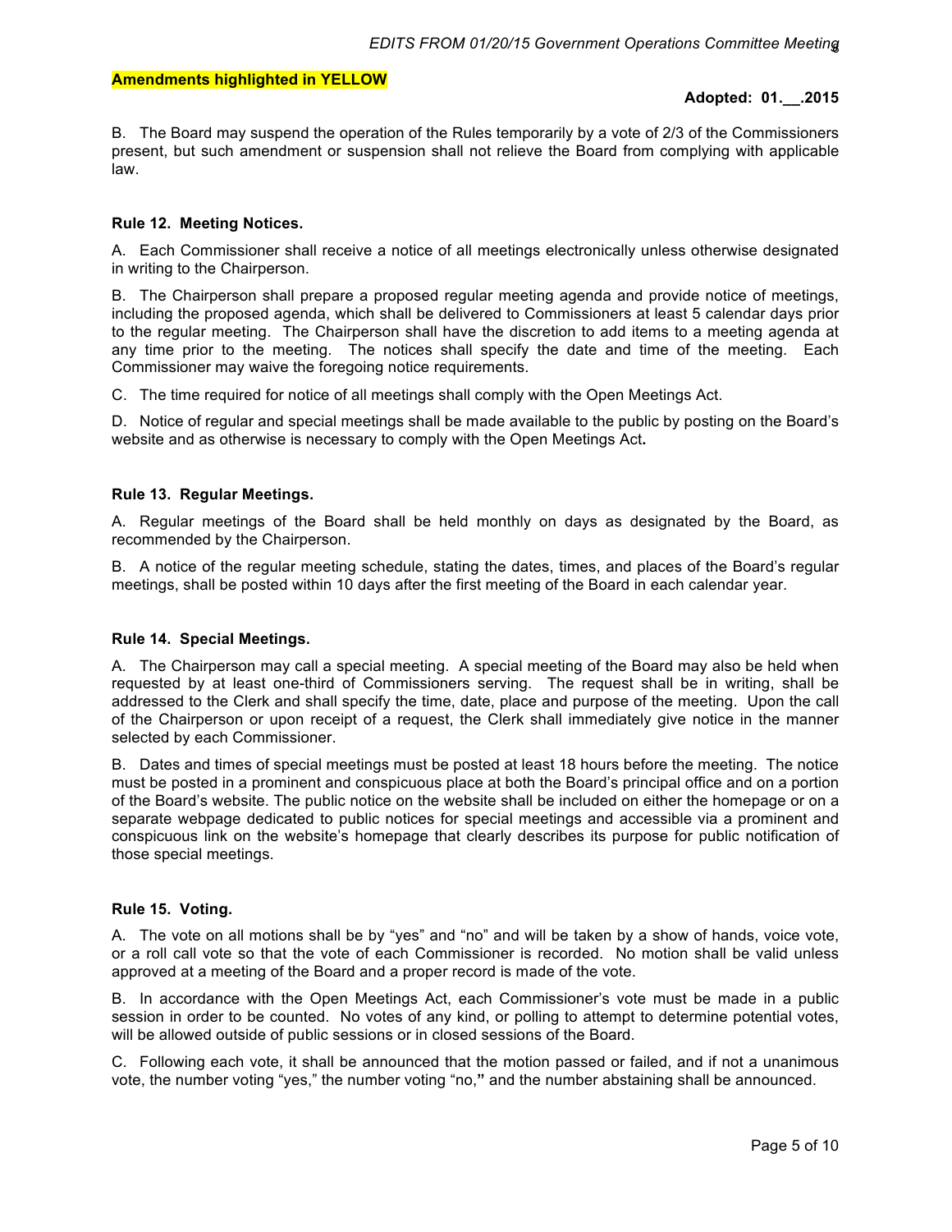**Amendments highlighted in YELLOW**

**Adopted: 01.__.2015**

B. The Board may suspend the operation of the Rules temporarily by a vote of 2/3 of the Commissioners present, but such amendment or suspension shall not relieve the Board from complying with applicable law.

**Rule 12. Meeting Notices.**

A. Each Commissioner shall receive a notice of all meetings electronically unless otherwise designated in writing to the Chairperson.

B. The Chairperson shall prepare a proposed regular meeting agenda and provide notice of meetings, including the proposed agenda, which shall be delivered to Commissioners at least 5 calendar days prior to the regular meeting. The Chairperson shall have the discretion to add items to a meeting agenda at any time prior to the meeting. The notices shall specify the date and time of the meeting. Each Commissioner may waive the foregoing notice requirements.

C. The time required for notice of all meetings shall comply with the Open Meetings Act.

D. Notice of regular and special meetings shall be made available to the public by posting on the Board's website and as otherwise is necessary to comply with the Open Meetings Act**.**

**Rule 13. Regular Meetings.**

A. Regular meetings of the Board shall be held monthly on days as designated by the Board, as recommended by the Chairperson.

B. A notice of the regular meeting schedule, stating the dates, times, and places of the Board's regular meetings, shall be posted within 10 days after the first meeting of the Board in each calendar year.

**Rule 14. Special Meetings.**

A. The Chairperson may call a special meeting. A special meeting of the Board may also be held when requested by at least one-third of Commissioners serving. The request shall be in writing, shall be addressed to the Clerk and shall specify the time, date, place and purpose of the meeting. Upon the call of the Chairperson or upon receipt of a request, the Clerk shall immediately give notice in the manner selected by each Commissioner.

B. Dates and times of special meetings must be posted at least 18 hours before the meeting. The notice must be posted in a prominent and conspicuous place at both the Board's principal office and on a portion of the Board's website. The public notice on the website shall be included on either the homepage or on a separate webpage dedicated to public notices for special meetings and accessible via a prominent and conspicuous link on the website's homepage that clearly describes its purpose for public notification of those special meetings.

**Rule 15. Voting.**

A. The vote on all motions shall be by "yes" and "no" and will be taken by a show of hands, voice vote, or a roll call vote so that the vote of each Commissioner is recorded. No motion shall be valid unless approved at a meeting of the Board and a proper record is made of the vote.

B. In accordance with the Open Meetings Act, each Commissioner's vote must be made in a public session in order to be counted. No votes of any kind, or polling to attempt to determine potential votes, will be allowed outside of public sessions or in closed sessions of the Board.

C. Following each vote, it shall be announced that the motion passed or failed, and if not a unanimous vote, the number voting "yes," the number voting "no," and the number abstaining shall be announced.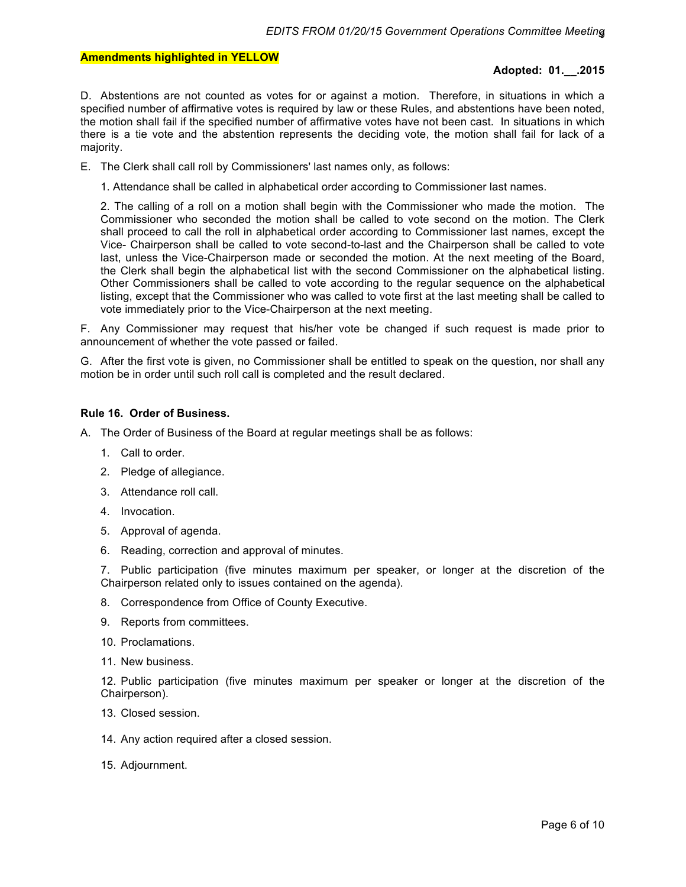*EDITS FROM 01/20/15 Government Operations Committee Meeting*

**Amendments highlighted in YELLOW**

**Adopted: 01.__.2015**

D. Abstentions are not counted as votes for or against a motion. Therefore, in situations in which a specified number of affirmative votes is required by law or these Rules, and abstentions have been noted, the motion shall fail if the specified number of affirmative votes have not been cast. In situations in which there is a tie vote and the abstention represents the deciding vote, the motion shall fail for lack of a majority.

E. The Clerk shall call roll by Commissioners' last names only, as follows:

1. Attendance shall be called in alphabetical order according to Commissioner last names.

2. The calling of a roll on a motion shall begin with the Commissioner who made the motion. The Commissioner who seconded the motion shall be called to vote second on the motion. The Clerk shall proceed to call the roll in alphabetical order according to Commissioner last names, except the Vice- Chairperson shall be called to vote second-to-last and the Chairperson shall be called to vote last, unless the Vice-Chairperson made or seconded the motion. At the next meeting of the Board, the Clerk shall begin the alphabetical list with the second Commissioner on the alphabetical listing. Other Commissioners shall be called to vote according to the regular sequence on the alphabetical listing, except that the Commissioner who was called to vote first at the last meeting shall be called to vote immediately prior to the Vice-Chairperson at the next meeting.

F. Any Commissioner may request that his/her vote be changed if such request is made prior to announcement of whether the vote passed or failed.

G. After the first vote is given, no Commissioner shall be entitled to speak on the question, nor shall any motion be in order until such roll call is completed and the result declared.

**Rule 16. Order of Business.**

A. The Order of Business of the Board at regular meetings shall be as follows:

1. Call to order.
2. Pledge of allegiance.
3. Attendance roll call.
4. Invocation.
5. Approval of agenda.
6. Reading, correction and approval of minutes.
7. Public participation (five minutes maximum per speaker, or longer at the discretion of the Chairperson related only to issues contained on the agenda).
8. Correspondence from Office of County Executive.
9. Reports from committees.
10. Proclamations.
11. New business.
12. Public participation (five minutes maximum per speaker or longer at the discretion of the Chairperson).
13. Closed session.
14. Any action required after a closed session.
15. Adjournment.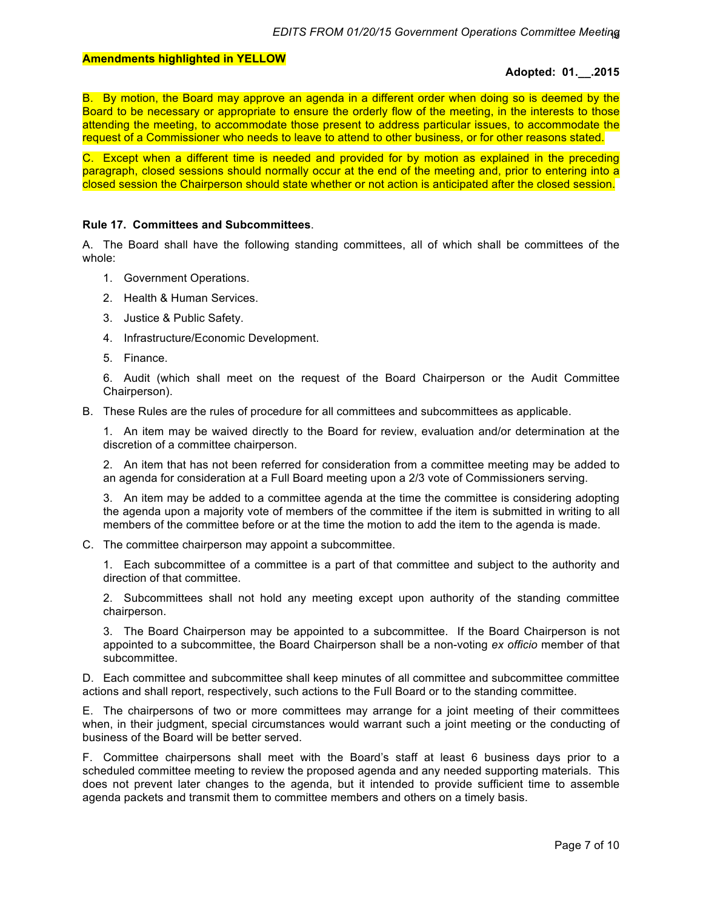**Amendments highlighted in YELLOW**

**Adopted: 01.__.2015**

B. By motion, the Board may approve an agenda in a different order when doing so is deemed by the Board to be necessary or appropriate to ensure the orderly flow of the meeting, in the interests to those attending the meeting, to accommodate those present to address particular issues, to accommodate the request of a Commissioner who needs to leave to attend to other business, or for other reasons stated.

C. Except when a different time is needed and provided for by motion as explained in the preceding paragraph, closed sessions should normally occur at the end of the meeting and, prior to entering into a closed session the Chairperson should state whether or not action is anticipated after the closed session.

**Rule 17. Committees and Subcommittees**.

A. The Board shall have the following standing committees, all of which shall be committees of the whole:

1. Government Operations.
2. Health & Human Services.
3. Justice & Public Safety.
4. Infrastructure/Economic Development.
5. Finance.
6. Audit (which shall meet on the request of the Board Chairperson or the Audit Committee Chairperson).

B. These Rules are the rules of procedure for all committees and subcommittees as applicable.

1. An item may be waived directly to the Board for review, evaluation and/or determination at the discretion of a committee chairperson.

2. An item that has not been referred for consideration from a committee meeting may be added to an agenda for consideration at a Full Board meeting upon a 2/3 vote of Commissioners serving.

3. An item may be added to a committee agenda at the time the committee is considering adopting the agenda upon a majority vote of members of the committee if the item is submitted in writing to all members of the committee before or at the time the motion to add the item to the agenda is made.

C. The committee chairperson may appoint a subcommittee.

1. Each subcommittee of a committee is a part of that committee and subject to the authority and direction of that committee.

2. Subcommittees shall not hold any meeting except upon authority of the standing committee chairperson.

3. The Board Chairperson may be appointed to a subcommittee. If the Board Chairperson is not appointed to a subcommittee, the Board Chairperson shall be a non-voting *ex officio* member of that subcommittee.

D. Each committee and subcommittee shall keep minutes of all committee and subcommittee committee actions and shall report, respectively, such actions to the Full Board or to the standing committee.

E. The chairpersons of two or more committees may arrange for a joint meeting of their committees when, in their judgment, special circumstances would warrant such a joint meeting or the conducting of business of the Board will be better served.

F. Committee chairpersons shall meet with the Board's staff at least 6 business days prior to a scheduled committee meeting to review the proposed agenda and any needed supporting materials. This does not prevent later changes to the agenda, but it intended to provide sufficient time to assemble agenda packets and transmit them to committee members and others on a timely basis.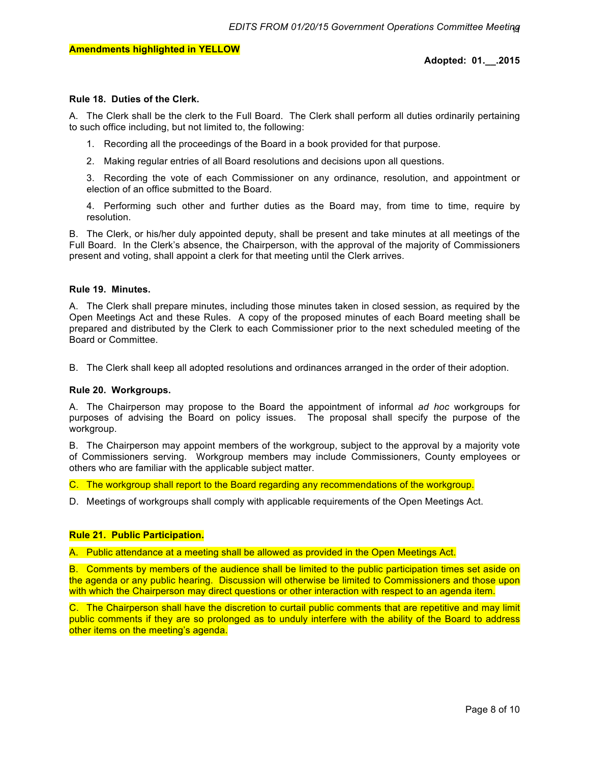EDITS FROM 01/20/15 Government Operations Committee Meeting

**Amendments highlighted in YELLOW**

**Adopted: 01.__.2015**

**Rule 18. Duties of the Clerk.**

A. The Clerk shall be the clerk to the Full Board. The Clerk shall perform all duties ordinarily pertaining to such office including, but not limited to, the following:

1. Recording all the proceedings of the Board in a book provided for that purpose.
2. Making regular entries of all Board resolutions and decisions upon all questions.
3. Recording the vote of each Commissioner on any ordinance, resolution, and appointment or election of an office submitted to the Board.
4. Performing such other and further duties as the Board may, from time to time, require by resolution.

B. The Clerk, or his/her duly appointed deputy, shall be present and take minutes at all meetings of the Full Board. In the Clerk's absence, the Chairperson, with the approval of the majority of Commissioners present and voting, shall appoint a clerk for that meeting until the Clerk arrives.

**Rule 19. Minutes.**

A. The Clerk shall prepare minutes, including those minutes taken in closed session, as required by the Open Meetings Act and these Rules. A copy of the proposed minutes of each Board meeting shall be prepared and distributed by the Clerk to each Commissioner prior to the next scheduled meeting of the Board or Committee.

B. The Clerk shall keep all adopted resolutions and ordinances arranged in the order of their adoption.

**Rule 20. Workgroups.**

A. The Chairperson may propose to the Board the appointment of informal *ad hoc* workgroups for purposes of advising the Board on policy issues. The proposal shall specify the purpose of the workgroup.

B. The Chairperson may appoint members of the workgroup, subject to the approval by a majority vote of Commissioners serving. Workgroup members may include Commissioners, County employees or others who are familiar with the applicable subject matter.

C. The workgroup shall report to the Board regarding any recommendations of the workgroup.

D. Meetings of workgroups shall comply with applicable requirements of the Open Meetings Act.

**Rule 21. Public Participation.**

A. Public attendance at a meeting shall be allowed as provided in the Open Meetings Act.

B. Comments by members of the audience shall be limited to the public participation times set aside on the agenda or any public hearing. Discussion will otherwise be limited to Commissioners and those upon with which the Chairperson may direct questions or other interaction with respect to an agenda item.

C. The Chairperson shall have the discretion to curtail public comments that are repetitive and may limit public comments if they are so prolonged as to unduly interfere with the ability of the Board to address other items on the meeting's agenda.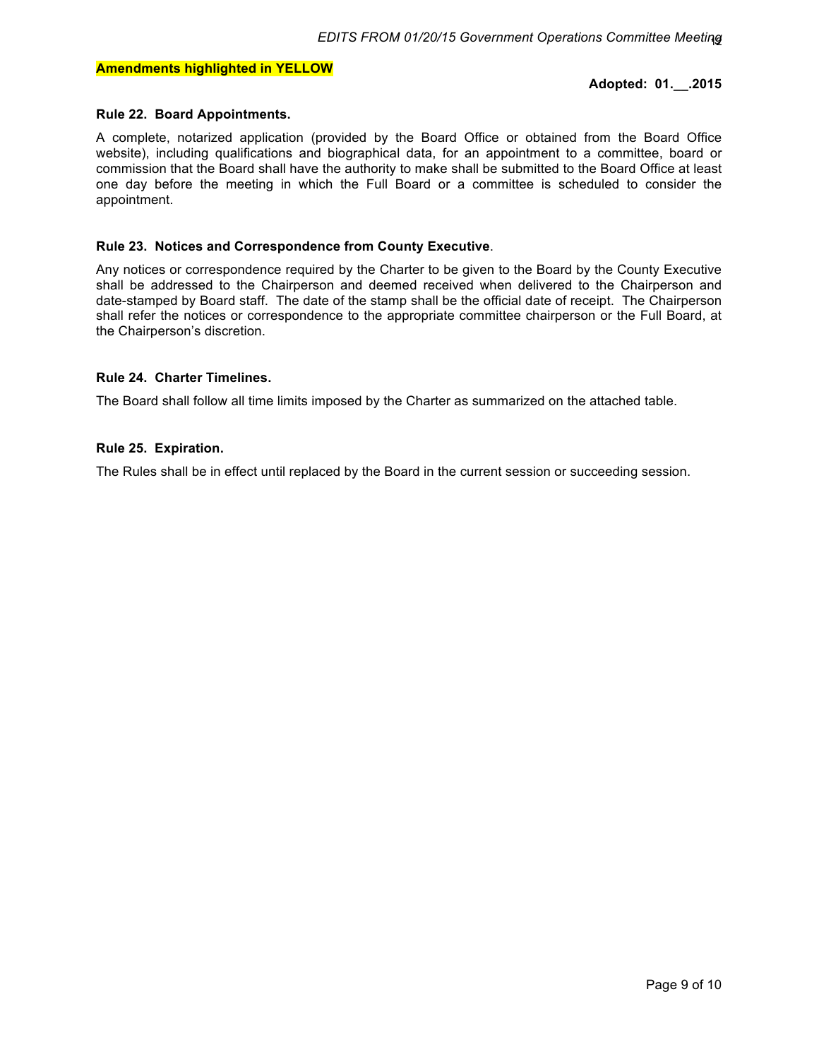**Amendments highlighted in YELLOW**

**Adopted: 01.__.2015**

**Rule 22. Board Appointments.**

A complete, notarized application (provided by the Board Office or obtained from the Board Office website), including qualifications and biographical data, for an appointment to a committee, board or commission that the Board shall have the authority to make shall be submitted to the Board Office at least one day before the meeting in which the Full Board or a committee is scheduled to consider the appointment.

**Rule 23. Notices and Correspondence from County Executive**.

Any notices or correspondence required by the Charter to be given to the Board by the County Executive shall be addressed to the Chairperson and deemed received when delivered to the Chairperson and date-stamped by Board staff. The date of the stamp shall be the official date of receipt. The Chairperson shall refer the notices or correspondence to the appropriate committee chairperson or the Full Board, at the Chairperson's discretion.

**Rule 24. Charter Timelines.**

The Board shall follow all time limits imposed by the Charter as summarized on the attached table.

**Rule 25. Expiration.**

The Rules shall be in effect until replaced by the Board in the current session or succeeding session.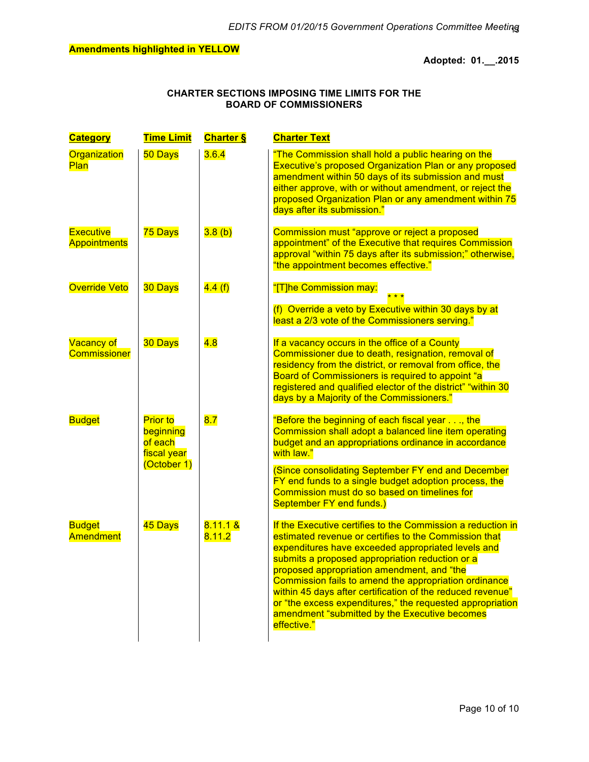**Amendments highlighted in YELLOW**

**Adopted: 01.\_\_.2015**

**CHARTER SECTIONS IMPOSING TIME LIMITS FOR THE BOARD OF COMMISSIONERS**

| Category | Time Limit | Charter § | Charter Text |
|---|---|---|---|
| Organization Plan | 50 Days | 3.6.4 | "The Commission shall hold a public hearing on the Executive's proposed Organization Plan or any proposed amendment within 50 days of its submission and must either approve, with or without amendment, or reject the proposed Organization Plan or any amendment within 75 days after its submission." |
| Executive Appointments | 75 Days | 3.8 (b) | Commission must "approve or reject a proposed appointment" of the Executive that requires Commission approval "within 75 days after its submission;" otherwise, "the appointment becomes effective." |
| Override Veto | 30 Days | 4.4 (f) | "[T]he Commission may: * * * (f) Override a veto by Executive within 30 days by at least a 2/3 vote of the Commissioners serving." |
| Vacancy of Commissioner | 30 Days | 4.8 | If a vacancy occurs in the office of a County Commissioner due to death, resignation, removal of residency from the district, or removal from office, the Board of Commissioners is required to appoint "a registered and qualified elector of the district" "within 30 days by a Majority of the Commissioners." |
| Budget | Prior to beginning of each fiscal year (October 1) | 8.7 | "Before the beginning of each fiscal year . . ., the Commission shall adopt a balanced line item operating budget and an appropriations ordinance in accordance with law." (Since consolidating September FY end and December FY end funds to a single budget adoption process, the Commission must do so based on timelines for September FY end funds.) |
| Budget Amendment | 45 Days | 8.11.1 & 8.11.2 | If the Executive certifies to the Commission a reduction in estimated revenue or certifies to the Commission that expenditures have exceeded appropriated levels and submits a proposed appropriation reduction or a proposed appropriation amendment, and "the Commission fails to amend the appropriation ordinance within 45 days after certification of the reduced revenue" or "the excess expenditures," the requested appropriation amendment "submitted by the Executive becomes effective." |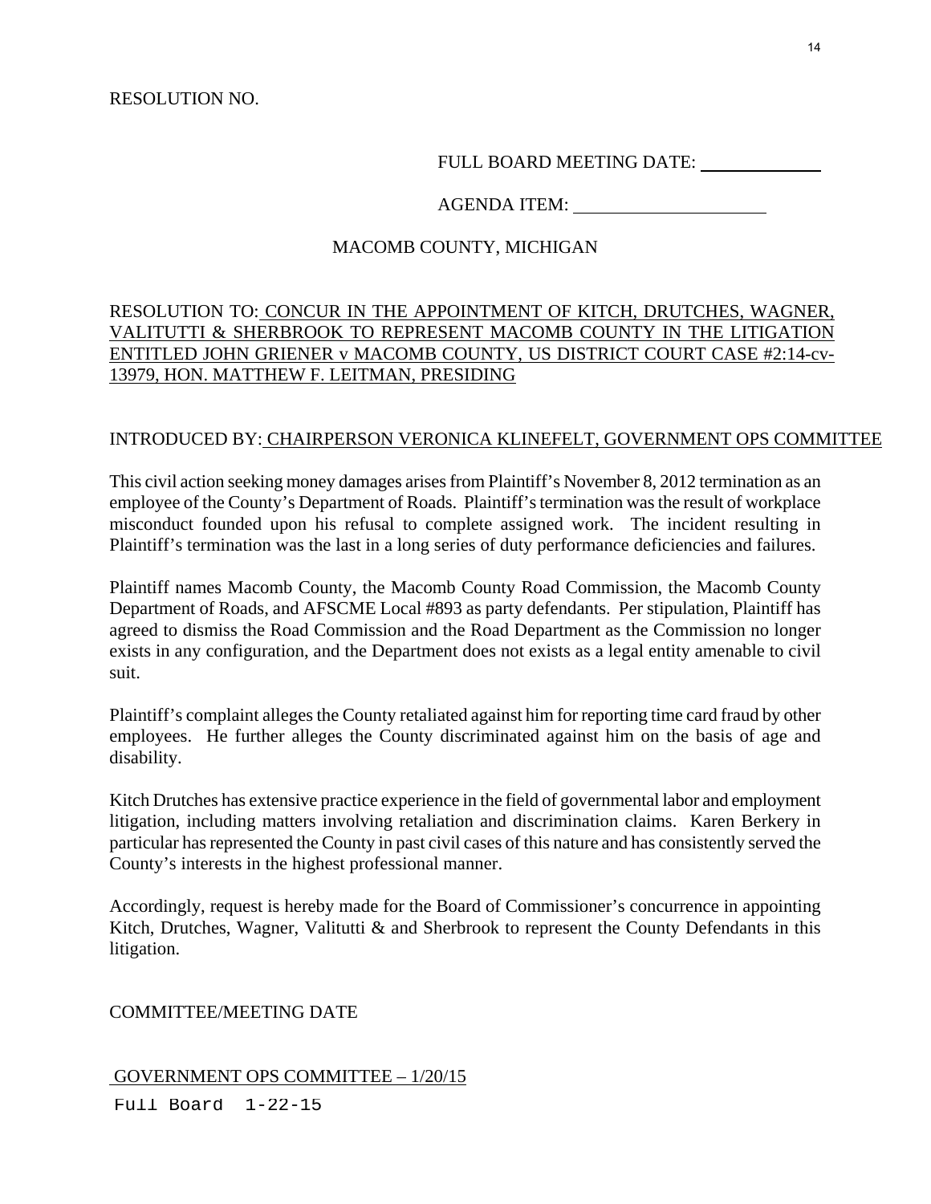RESOLUTION NO.

FULL BOARD MEETING DATE: ____________

AGENDA ITEM: ____________________

MACOMB COUNTY, MICHIGAN

RESOLUTION TO: CONCUR IN THE APPOINTMENT OF KITCH, DRUTCHES, WAGNER, VALITUTTI & SHERBROOK TO REPRESENT MACOMB COUNTY IN THE LITIGATION ENTITLED JOHN GRIENER v MACOMB COUNTY, US DISTRICT COURT CASE #2:14-cv-13979, HON. MATTHEW F. LEITMAN, PRESIDING

INTRODUCED BY: CHAIRPERSON VERONICA KLINEFELT, GOVERNMENT OPS COMMITTEE

This civil action seeking money damages arises from Plaintiff's November 8, 2012 termination as an employee of the County's Department of Roads. Plaintiff's termination was the result of workplace misconduct founded upon his refusal to complete assigned work. The incident resulting in Plaintiff's termination was the last in a long series of duty performance deficiencies and failures.

Plaintiff names Macomb County, the Macomb County Road Commission, the Macomb County Department of Roads, and AFSCME Local #893 as party defendants. Per stipulation, Plaintiff has agreed to dismiss the Road Commission and the Road Department as the Commission no longer exists in any configuration, and the Department does not exists as a legal entity amenable to civil suit.

Plaintiff's complaint alleges the County retaliated against him for reporting time card fraud by other employees. He further alleges the County discriminated against him on the basis of age and disability.

Kitch Drutches has extensive practice experience in the field of governmental labor and employment litigation, including matters involving retaliation and discrimination claims. Karen Berkery in particular has represented the County in past civil cases of this nature and has consistently served the County's interests in the highest professional manner.

Accordingly, request is hereby made for the Board of Commissioner's concurrence in appointing Kitch, Drutches, Wagner, Valitutti & and Sherbrook to represent the County Defendants in this litigation.

COMMITTEE/MEETING DATE

GOVERNMENT OPS COMMITTEE – 1/20/15

Full Board 1-22-15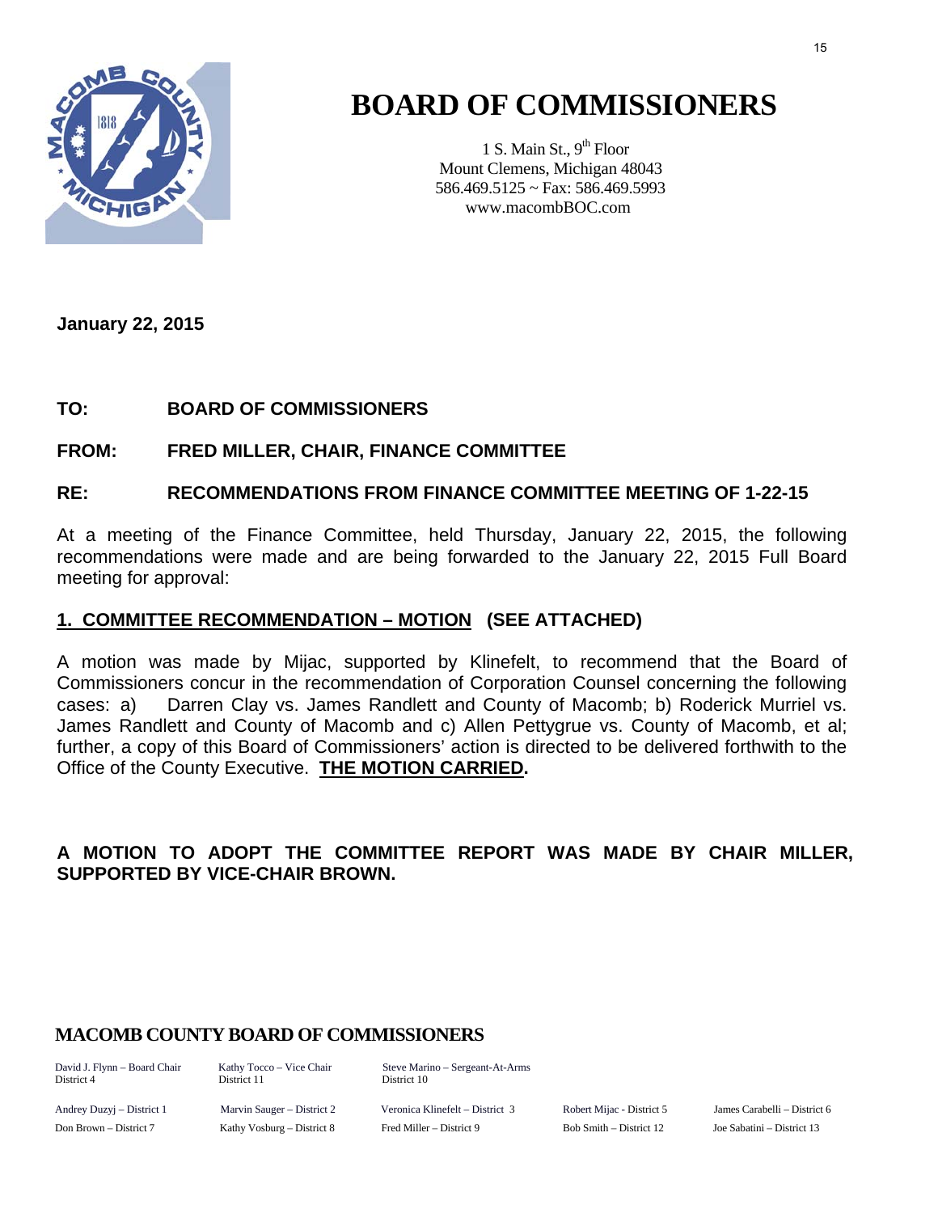# BOARD OF COMMISSIONERS

1 S. Main St., 9th Floor
Mount Clemens, Michigan 48043
586.469.5125 ~ Fax: 586.469.5993
www.macombBOC.com

**January 22, 2015**

**TO: BOARD OF COMMISSIONERS**

**FROM: FRED MILLER, CHAIR, FINANCE COMMITTEE**

**RE: RECOMMENDATIONS FROM FINANCE COMMITTEE MEETING OF 1-22-15**

At a meeting of the Finance Committee, held Thursday, January 22, 2015, the following recommendations were made and are being forwarded to the January 22, 2015 Full Board meeting for approval:

**1. COMMITTEE RECOMMENDATION – MOTION (SEE ATTACHED)**

A motion was made by Mijac, supported by Klinefelt, to recommend that the Board of Commissioners concur in the recommendation of Corporation Counsel concerning the following cases: a) Darren Clay vs. James Randlett and County of Macomb; b) Roderick Murriel vs. James Randlett and County of Macomb and c) Allen Pettygrue vs. County of Macomb, et al; further, a copy of this Board of Commissioners' action is directed to be delivered forthwith to the Office of the County Executive. **THE MOTION CARRIED.**

**A MOTION TO ADOPT THE COMMITTEE REPORT WAS MADE BY CHAIR MILLER, SUPPORTED BY VICE-CHAIR BROWN.**

**MACOMB COUNTY BOARD OF COMMISSIONERS**

| | | | | |
|---|---|---|---|---|
| David J. Flynn – Board Chair District 4 | Kathy Tocco – Vice Chair District 11 | Steve Marino – Sergeant-At-Arms District 10 | | |
| Andrey Duzyj – District 1 | Marvin Sauger – District 2 | Veronica Klinefelt – District 3 | Robert Mijac - District 5 | James Carabelli – District 6 |
| Don Brown – District 7 | Kathy Vosburg – District 8 | Fred Miller – District 9 | Bob Smith – District 12 | Joe Sabatini – District 13 |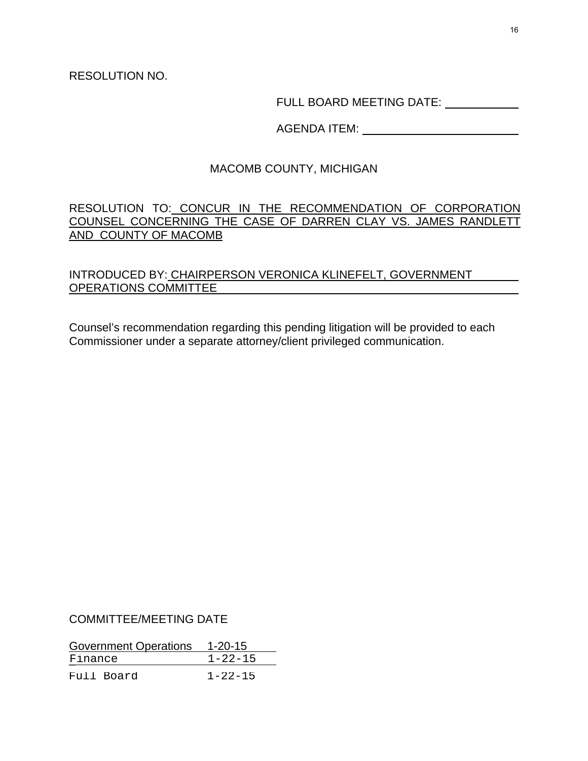RESOLUTION NO.

FULL BOARD MEETING DATE: ____________

AGENDA ITEM: __________________________

MACOMB COUNTY, MICHIGAN

RESOLUTION TO: CONCUR IN THE RECOMMENDATION OF CORPORATION COUNSEL CONCERNING THE CASE OF DARREN CLAY VS. JAMES RANDLETT AND COUNTY OF MACOMB

INTRODUCED BY: CHAIRPERSON VERONICA KLINEFELT, GOVERNMENT OPERATIONS COMMITTEE

Counsel's recommendation regarding this pending litigation will be provided to each Commissioner under a separate attorney/client privileged communication.

COMMITTEE/MEETING DATE

| | |
|---|---|
| Government Operations | 1-20-15 |
| Finance | 1-22-15 |
| Full Board | 1-22-15 |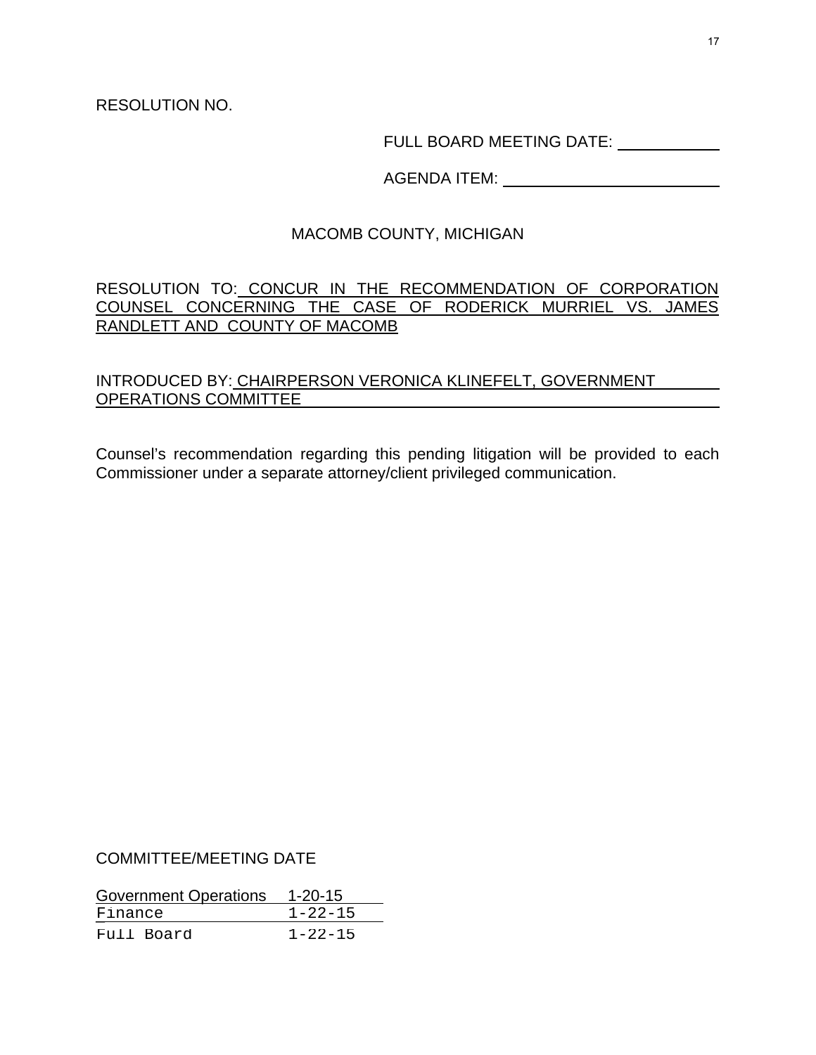RESOLUTION NO.

FULL BOARD MEETING DATE: ___________

AGENDA ITEM: ________________________

MACOMB COUNTY, MICHIGAN

RESOLUTION TO: CONCUR IN THE RECOMMENDATION OF CORPORATION COUNSEL CONCERNING THE CASE OF RODERICK MURRIEL VS. JAMES RANDLETT AND COUNTY OF MACOMB

INTRODUCED BY: CHAIRPERSON VERONICA KLINEFELT, GOVERNMENT OPERATIONS COMMITTEE

Counsel's recommendation regarding this pending litigation will be provided to each Commissioner under a separate attorney/client privileged communication.

COMMITTEE/MEETING DATE

| | |
|---|---|
| Government Operations | 1-20-15 |
| Finance | 1-22-15 |
| Full Board | 1-22-15 |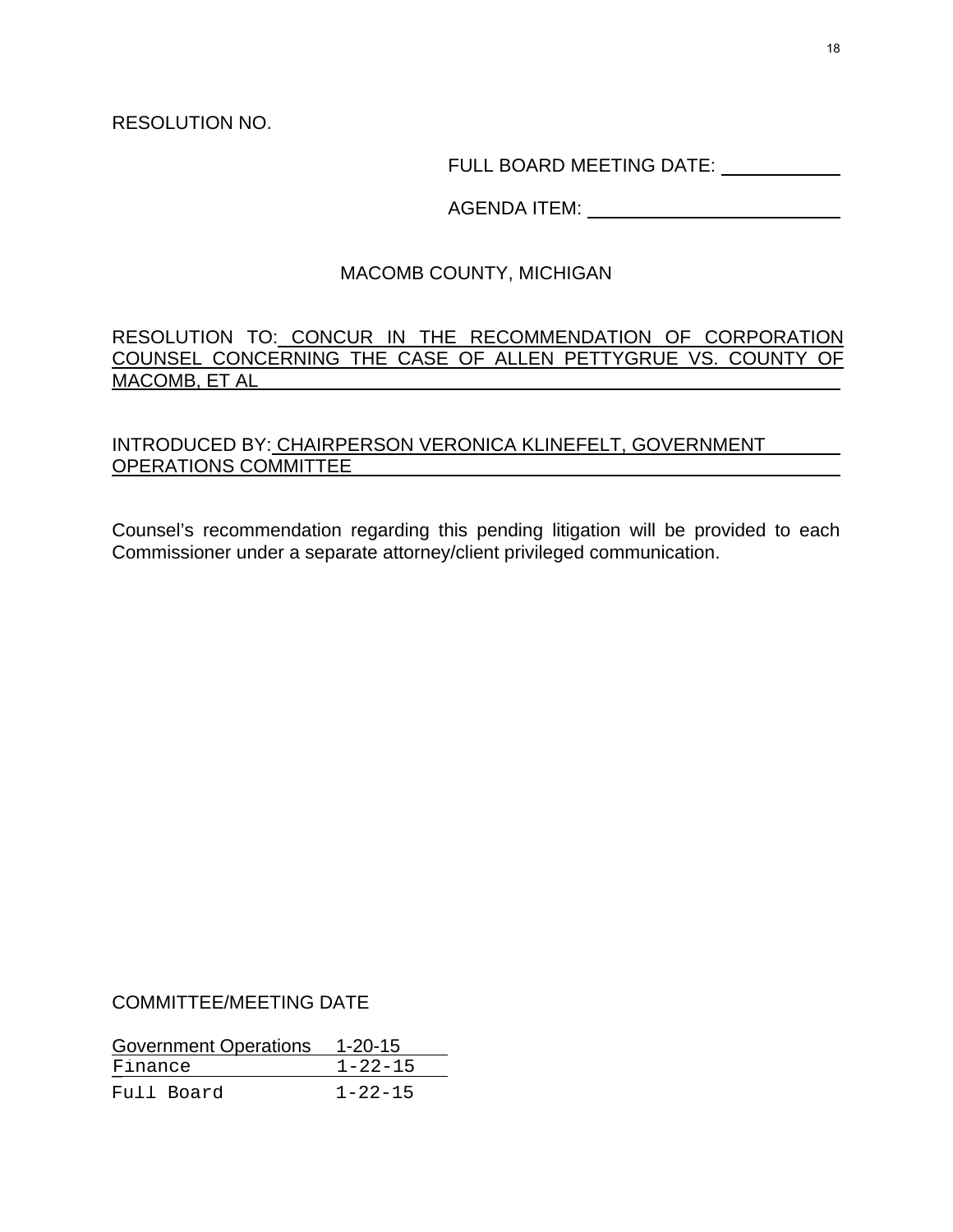RESOLUTION NO.

FULL BOARD MEETING DATE: \_\_\_\_\_\_\_\_\_\_\_\_

AGENDA ITEM: \_\_\_\_\_\_\_\_\_\_\_\_\_\_\_\_\_\_\_\_\_\_\_\_\_

MACOMB COUNTY, MICHIGAN

RESOLUTION TO: CONCUR IN THE RECOMMENDATION OF CORPORATION COUNSEL CONCERNING THE CASE OF ALLEN PETTYGRUE VS. COUNTY OF MACOMB, ET AL

INTRODUCED BY: CHAIRPERSON VERONICA KLINEFELT, GOVERNMENT OPERATIONS COMMITTEE

Counsel's recommendation regarding this pending litigation will be provided to each Commissioner under a separate attorney/client privileged communication.

COMMITTEE/MEETING DATE

| | |
|---|---|
| Government Operations | 1-20-15 |
| Finance | 1-22-15 |
| Full Board | 1-22-15 |